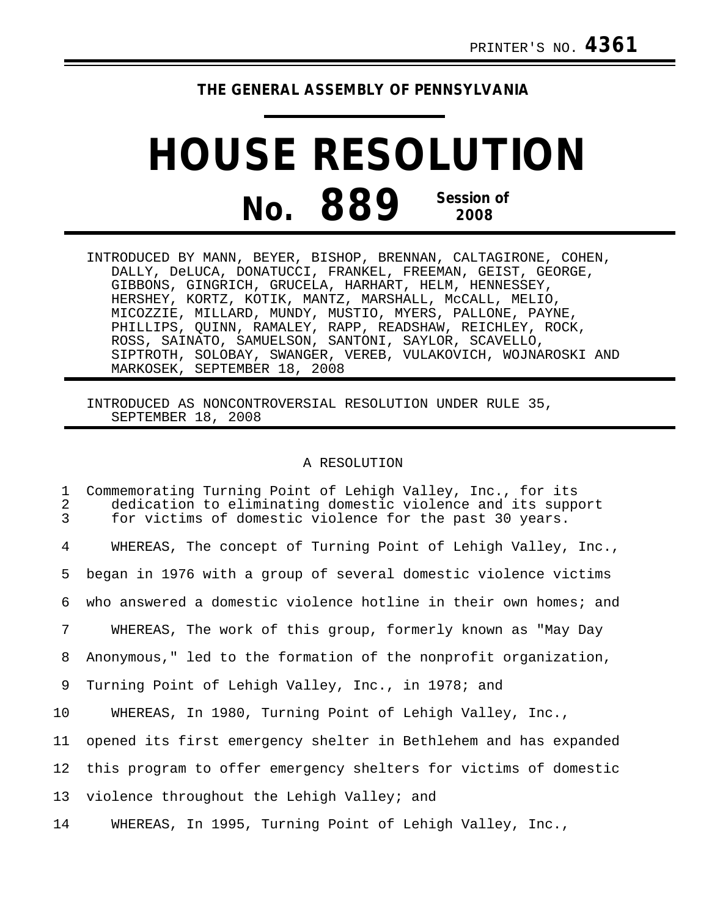PRINTER'S NO. **4361**

**THE GENERAL ASSEMBLY OF PENNSYLVANIA**

# HOUSE RESOLUTION

## No. 889 Session of 2008

INTRODUCED BY MANN, BEYER, BISHOP, BRENNAN, CALTAGIRONE, COHEN, DALLY, DeLUCA, DONATUCCI, FRANKEL, FREEMAN, GEIST, GEORGE, GIBBONS, GINGRICH, GRUCELA, HARHART, HELM, HENNESSEY, HERSHEY, KORTZ, KOTIK, MANTZ, MARSHALL, McCALL, MELIO, MICOZZIE, MILLARD, MUNDY, MUSTIO, MYERS, PALLONE, PAYNE, PHILLIPS, QUINN, RAMALEY, RAPP, READSHAW, REICHLEY, ROCK, ROSS, SAINATO, SAMUELSON, SANTONI, SAYLOR, SCAVELLO, SIPTROTH, SOLOBAY, SWANGER, VEREB, VULAKOVICH, WOJNAROSKI AND MARKOSEK, SEPTEMBER 18, 2008

INTRODUCED AS NONCONTROVERSIAL RESOLUTION UNDER RULE 35, SEPTEMBER 18, 2008

A RESOLUTION

Commemorating Turning Point of Lehigh Valley, Inc., for its dedication to eliminating domestic violence and its support for victims of domestic violence for the past 30 years.

WHEREAS, The concept of Turning Point of Lehigh Valley, Inc., began in 1976 with a group of several domestic violence victims who answered a domestic violence hotline in their own homes; and

WHEREAS, The work of this group, formerly known as "May Day Anonymous," led to the formation of the nonprofit organization, Turning Point of Lehigh Valley, Inc., in 1978; and

WHEREAS, In 1980, Turning Point of Lehigh Valley, Inc., opened its first emergency shelter in Bethlehem and has expanded this program to offer emergency shelters for victims of domestic violence throughout the Lehigh Valley; and

WHEREAS, In 1995, Turning Point of Lehigh Valley, Inc.,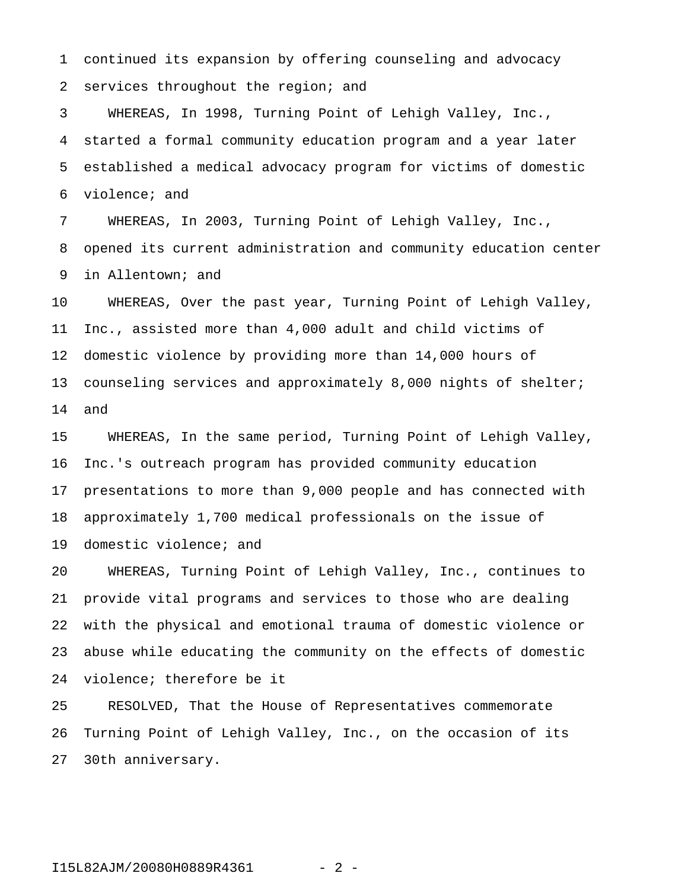continued its expansion by offering counseling and advocacy services throughout the region; and

WHEREAS, In 1998, Turning Point of Lehigh Valley, Inc., started a formal community education program and a year later established a medical advocacy program for victims of domestic violence; and

WHEREAS, In 2003, Turning Point of Lehigh Valley, Inc., opened its current administration and community education center in Allentown; and

WHEREAS, Over the past year, Turning Point of Lehigh Valley, Inc., assisted more than 4,000 adult and child victims of domestic violence by providing more than 14,000 hours of counseling services and approximately 8,000 nights of shelter; and

WHEREAS, In the same period, Turning Point of Lehigh Valley, Inc.'s outreach program has provided community education presentations to more than 9,000 people and has connected with approximately 1,700 medical professionals on the issue of domestic violence; and

WHEREAS, Turning Point of Lehigh Valley, Inc., continues to provide vital programs and services to those who are dealing with the physical and emotional trauma of domestic violence or abuse while educating the community on the effects of domestic violence; therefore be it

RESOLVED, That the House of Representatives commemorate Turning Point of Lehigh Valley, Inc., on the occasion of its 30th anniversary.

I15L82AJM/20080H0889R4361